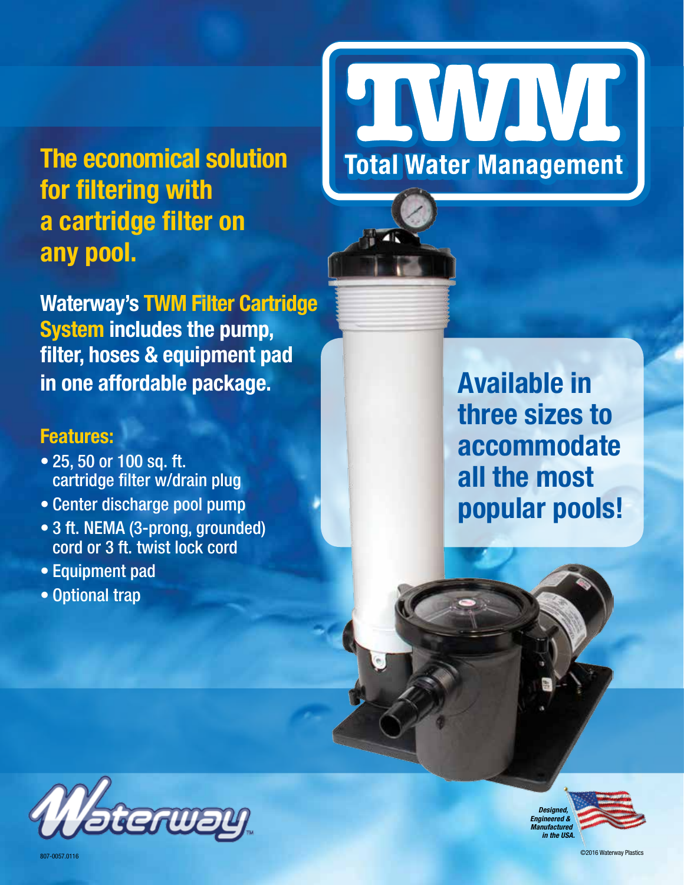# TWM

## Total Water Management

**The economical solution for filtering with a cartridge filter on any pool.**

**Waterway's TWM Filter Cartridge System includes the pump, filter, hoses & equipment pad in one affordable package.**

### Features:

- 25, 50 or 100 sq. ft. cartridge filter w/drain plug
- Center discharge pool pump
- 3 ft. NEMA (3-prong, grounded) cord or 3 ft. twist lock cord
- Equipment pad
- Optional trap

**Available in three sizes to accommodate all the most popular pools!**

Waterway™

*Designed, Engineered & Manufactured in the USA.*

807-0057.0116

©2016 Waterway Plastics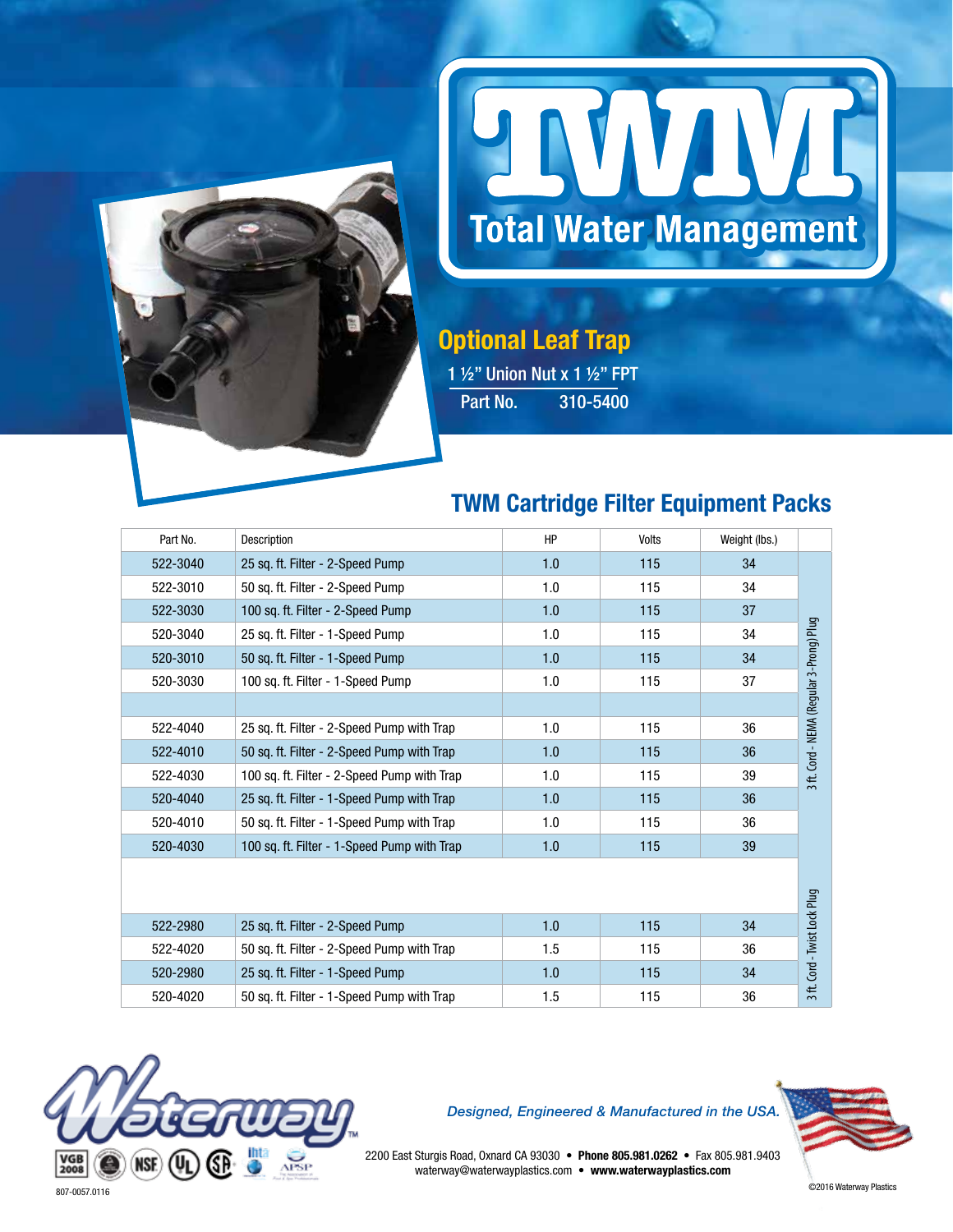# TWM

## Total Water Management

### Optional Leaf Trap

1 ½" Union Nut x 1 ½" FPT

Part No. 310-5400

## TWM Cartridge Filter Equipment Packs

| Part No. | Description | HP | Volts | Weight (lbs.) | |
|---|---|---|---|---|---|
| 522-3040 | 25 sq. ft. Filter - 2-Speed Pump | 1.0 | 115 | 34 | 3 ft. Cord - NEMA (Regular 3-Prong) Plug |
| 522-3010 | 50 sq. ft. Filter - 2-Speed Pump | 1.0 | 115 | 34 | |
| 522-3030 | 100 sq. ft. Filter - 2-Speed Pump | 1.0 | 115 | 37 | |
| 520-3040 | 25 sq. ft. Filter - 1-Speed Pump | 1.0 | 115 | 34 | |
| 520-3010 | 50 sq. ft. Filter - 1-Speed Pump | 1.0 | 115 | 34 | |
| 520-3030 | 100 sq. ft. Filter - 1-Speed Pump | 1.0 | 115 | 37 | |
| | | | | | |
| 522-4040 | 25 sq. ft. Filter - 2-Speed Pump with Trap | 1.0 | 115 | 36 | |
| 522-4010 | 50 sq. ft. Filter - 2-Speed Pump with Trap | 1.0 | 115 | 36 | |
| 522-4030 | 100 sq. ft. Filter - 2-Speed Pump with Trap | 1.0 | 115 | 39 | |
| 520-4040 | 25 sq. ft. Filter - 1-Speed Pump with Trap | 1.0 | 115 | 36 | |
| 520-4010 | 50 sq. ft. Filter - 1-Speed Pump with Trap | 1.0 | 115 | 36 | |
| 520-4030 | 100 sq. ft. Filter - 1-Speed Pump with Trap | 1.0 | 115 | 39 | |
| | | | | | |
| 522-2980 | 25 sq. ft. Filter - 2-Speed Pump | 1.0 | 115 | 34 | 3 ft. Cord - Twist Lock Plug |
| 522-4020 | 50 sq. ft. Filter - 2-Speed Pump with Trap | 1.5 | 115 | 36 | |
| 520-2980 | 25 sq. ft. Filter - 1-Speed Pump | 1.0 | 115 | 34 | |
| 520-4020 | 50 sq. ft. Filter - 1-Speed Pump with Trap | 1.5 | 115 | 36 | |

Waterway™

VGB 2008 · NSF · UL · SP · Inta · APSP

*Designed, Engineered & Manufactured in the USA.*

2200 East Sturgis Road, Oxnard CA 93030 • **Phone 805.981.0262** • Fax 805.981.9403
waterway@waterwayplastics.com • **www.waterwayplastics.com**

807-0057.0116

©2016 Waterway Plastics